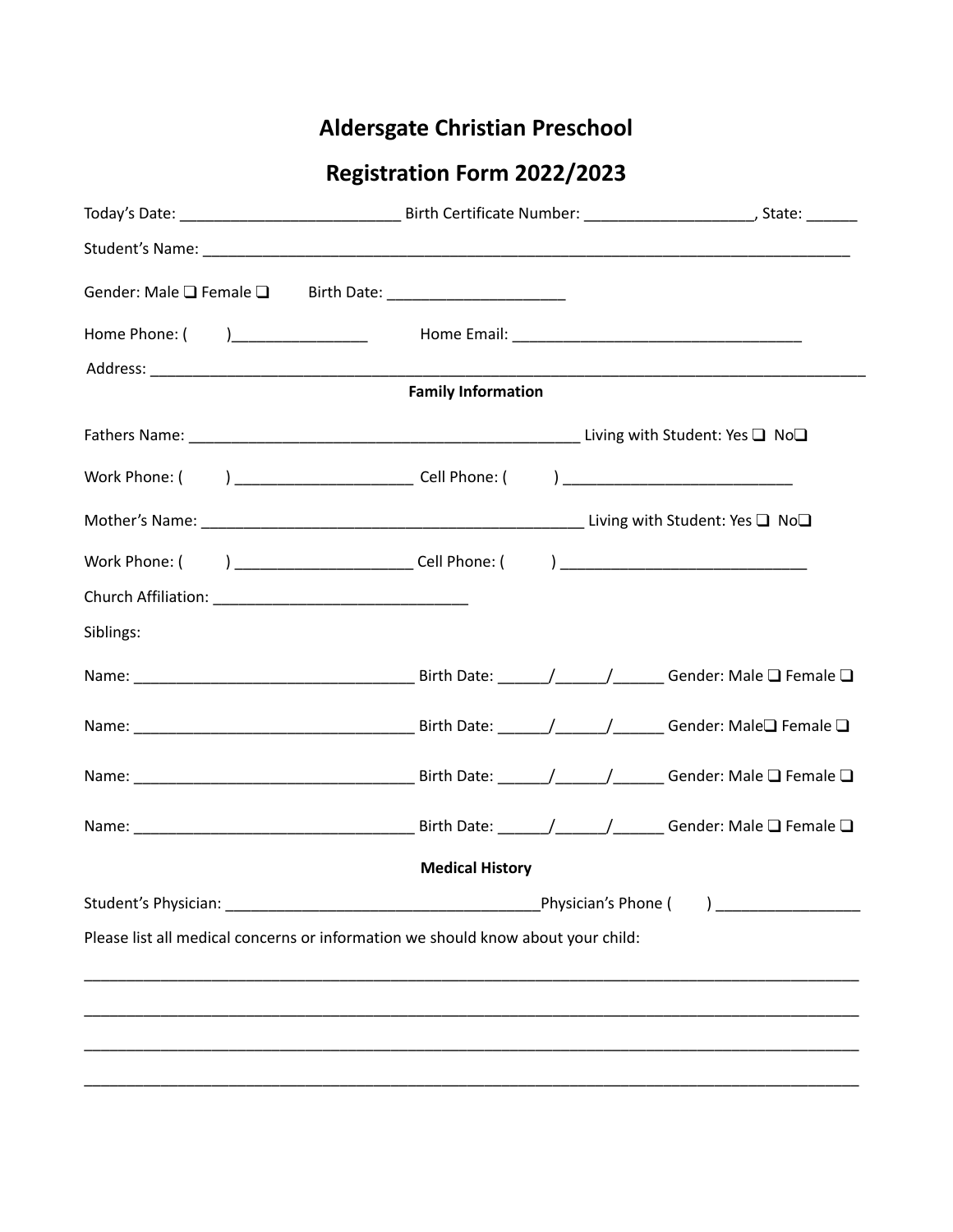# Aldersgate Christian Preschool

## Registration Form 2022/2023

Today's Date: __________________________ Birth Certificate Number: ____________________, State: ______

Student's Name: ________________________________________________________________________________

Gender: Male ❑ Female ❑ Birth Date: _____________________

Home Phone: ( )________________ Home Email: __________________________________

Address: _____________________________________________________________________________________

**Family Information**

Fathers Name: ______________________________________________ Living with Student: Yes ❑ No❑

Work Phone: ( ) _____________________ Cell Phone: ( ) ___________________________

Mother's Name: _____________________________________________ Living with Student: Yes ❑ No❑

Work Phone: ( ) _____________________ Cell Phone: ( ) ____________________________

Church Affiliation: ______________________________

Siblings:

Name: _________________________________ Birth Date: ______/______/______ Gender: Male ❑ Female ❑

Name: _________________________________ Birth Date: ______/______/______ Gender: Male❑ Female ❑

Name: _________________________________ Birth Date: ______/______/______ Gender: Male ❑ Female ❑

Name: _________________________________ Birth Date: ______/______/______ Gender: Male ❑ Female ❑

**Medical History**

Student's Physician: _____________________________________Physician's Phone ( ) _________________

Please list all medical concerns or information we should know about your child:

_____________________________________________________________________________________

_____________________________________________________________________________________

_____________________________________________________________________________________

_____________________________________________________________________________________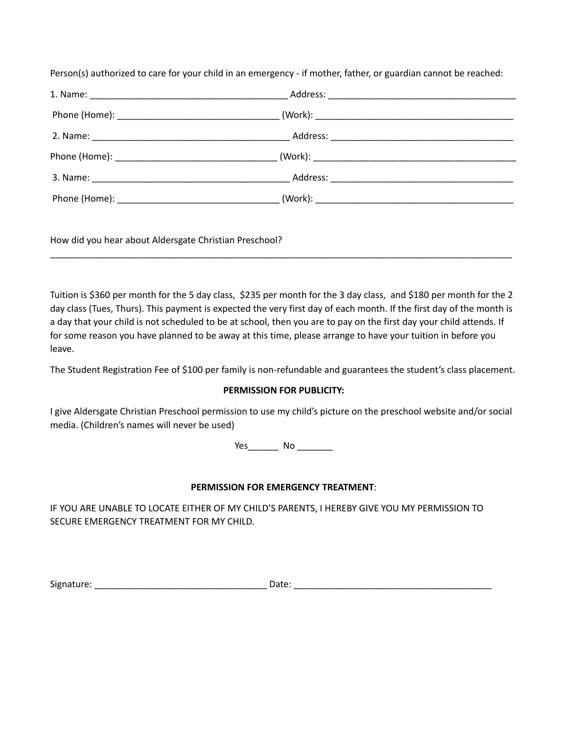Person(s) authorized to care for your child in an emergency - if mother, father, or guardian cannot be reached:

1. Name: _______________________________________ Address: _____________________________________

Phone (Home): _______________________________ (Work): _______________________________________

2. Name: _______________________________________ Address: ___________________________________

Phone (Home): _______________________________ (Work): ________________________________________

3. Name: _______________________________________ Address: ___________________________________

Phone (Home): _______________________________ (Work): _______________________________________

How did you hear about Aldersgate Christian Preschool?

_____________________________________________________________________________________________

Tuition is $360 per month for the 5 day class, $235 per month for the 3 day class, and $180 per month for the 2 day class (Tues, Thurs). This payment is expected the very first day of each month. If the first day of the month is a day that your child is not scheduled to be at school, then you are to pay on the first day your child attends. If for some reason you have planned to be away at this time, please arrange to have your tuition in before you leave.

The Student Registration Fee of $100 per family is non-refundable and guarantees the student's class placement.

**PERMISSION FOR PUBLICITY:**

I give Aldersgate Christian Preschool permission to use my child's picture on the preschool website and/or social media. (Children's names will never be used)

Yes______ No _______

**PERMISSION FOR EMERGENCY TREATMENT**:

IF YOU ARE UNABLE TO LOCATE EITHER OF MY CHILD'S PARENTS, I HEREBY GIVE YOU MY PERMISSION TO SECURE EMERGENCY TREATMENT FOR MY CHILD.

Signature: __________________________________ Date: _______________________________________